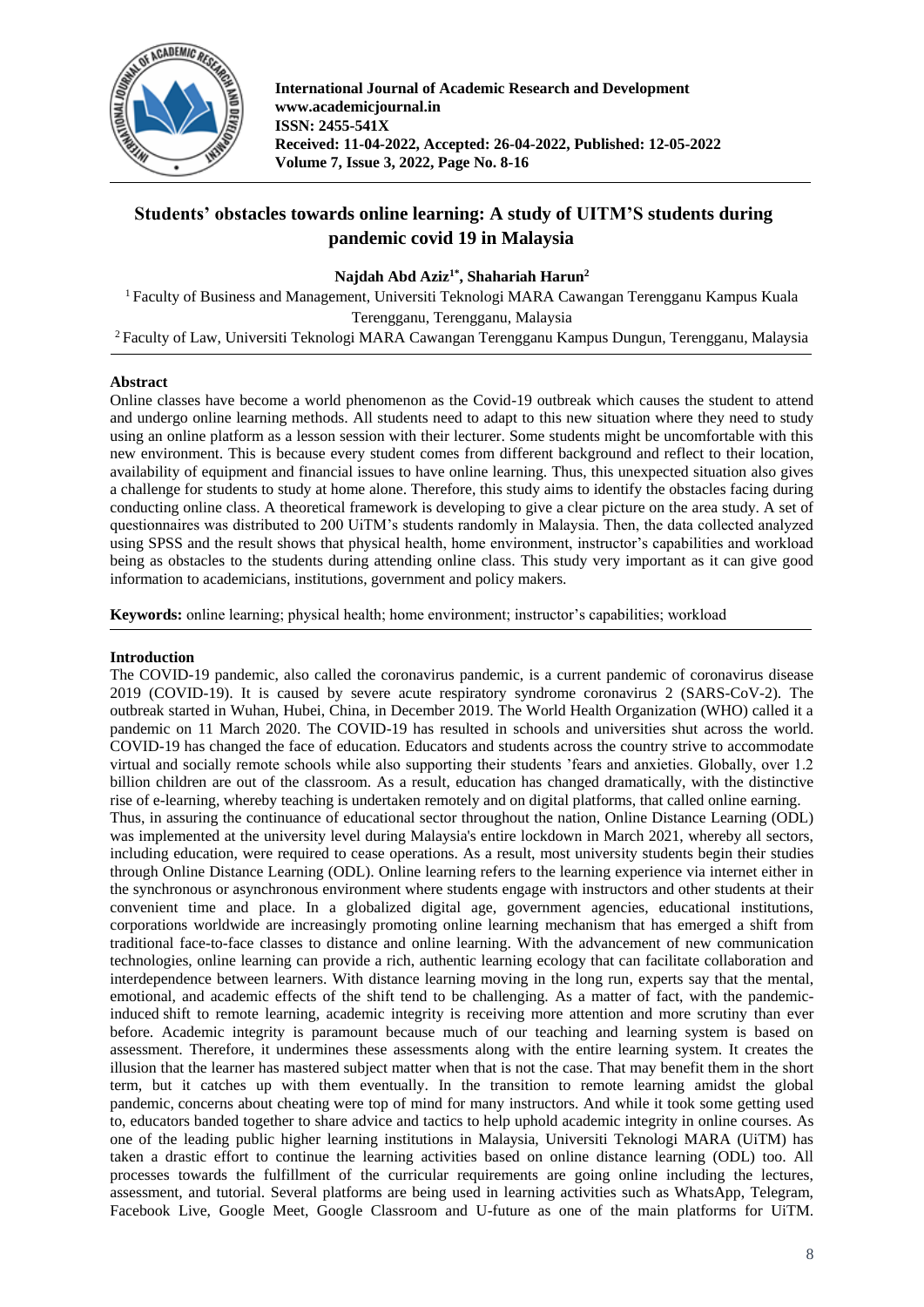International Journal of Academic Research and Development
www.academicjournal.in
ISSN: 2455-541X
Received: 11-04-2022, Accepted: 26-04-2022, Published: 12-05-2022
Volume 7, Issue 3, 2022, Page No. 8-16

# Students' obstacles towards online learning: A study of UITM'S students during pandemic covid 19 in Malaysia

**Najdah Abd Aziz[1*], Shahariah Harun[2]**

[1] Faculty of Business and Management, Universiti Teknologi MARA Cawangan Terengganu Kampus Kuala Terengganu, Terengganu, Malaysia

[2] Faculty of Law, Universiti Teknologi MARA Cawangan Terengganu Kampus Dungun, Terengganu, Malaysia

## Abstract

Online classes have become a world phenomenon as the Covid-19 outbreak which causes the student to attend and undergo online learning methods. All students need to adapt to this new situation where they need to study using an online platform as a lesson session with their lecturer. Some students might be uncomfortable with this new environment. This is because every student comes from different background and reflect to their location, availability of equipment and financial issues to have online learning. Thus, this unexpected situation also gives a challenge for students to study at home alone. Therefore, this study aims to identify the obstacles facing during conducting online class. A theoretical framework is developing to give a clear picture on the area study. A set of questionnaires was distributed to 200 UiTM's students randomly in Malaysia. Then, the data collected analyzed using SPSS and the result shows that physical health, home environment, instructor's capabilities and workload being as obstacles to the students during attending online class. This study very important as it can give good information to academicians, institutions, government and policy makers.

**Keywords:** online learning; physical health; home environment; instructor's capabilities; workload

## Introduction

The COVID-19 pandemic, also called the coronavirus pandemic, is a current pandemic of coronavirus disease 2019 (COVID-19). It is caused by severe acute respiratory syndrome coronavirus 2 (SARS-CoV-2). The outbreak started in Wuhan, Hubei, China, in December 2019. The World Health Organization (WHO) called it a pandemic on 11 March 2020. The COVID-19 has resulted in schools and universities shut across the world. COVID-19 has changed the face of education. Educators and students across the country strive to accommodate virtual and socially remote schools while also supporting their students 'fears and anxieties. Globally, over 1.2 billion children are out of the classroom. As a result, education has changed dramatically, with the distinctive rise of e-learning, whereby teaching is undertaken remotely and on digital platforms, that called online earning.

Thus, in assuring the continuance of educational sector throughout the nation, Online Distance Learning (ODL) was implemented at the university level during Malaysia's entire lockdown in March 2021, whereby all sectors, including education, were required to cease operations. As a result, most university students begin their studies through Online Distance Learning (ODL). Online learning refers to the learning experience via internet either in the synchronous or asynchronous environment where students engage with instructors and other students at their convenient time and place. In a globalized digital age, government agencies, educational institutions, corporations worldwide are increasingly promoting online learning mechanism that has emerged a shift from traditional face-to-face classes to distance and online learning. With the advancement of new communication technologies, online learning can provide a rich, authentic learning ecology that can facilitate collaboration and interdependence between learners. With distance learning moving in the long run, experts say that the mental, emotional, and academic effects of the shift tend to be challenging. As a matter of fact, with the pandemic-induced shift to remote learning, academic integrity is receiving more attention and more scrutiny than ever before. Academic integrity is paramount because much of our teaching and learning system is based on assessment. Therefore, it undermines these assessments along with the entire learning system. It creates the illusion that the learner has mastered subject matter when that is not the case. That may benefit them in the short term, but it catches up with them eventually. In the transition to remote learning amidst the global pandemic, concerns about cheating were top of mind for many instructors. And while it took some getting used to, educators banded together to share advice and tactics to help uphold academic integrity in online courses. As one of the leading public higher learning institutions in Malaysia, Universiti Teknologi MARA (UiTM) has taken a drastic effort to continue the learning activities based on online distance learning (ODL) too. All processes towards the fulfillment of the curricular requirements are going online including the lectures, assessment, and tutorial. Several platforms are being used in learning activities such as WhatsApp, Telegram, Facebook Live, Google Meet, Google Classroom and U-future as one of the main platforms for UiTM.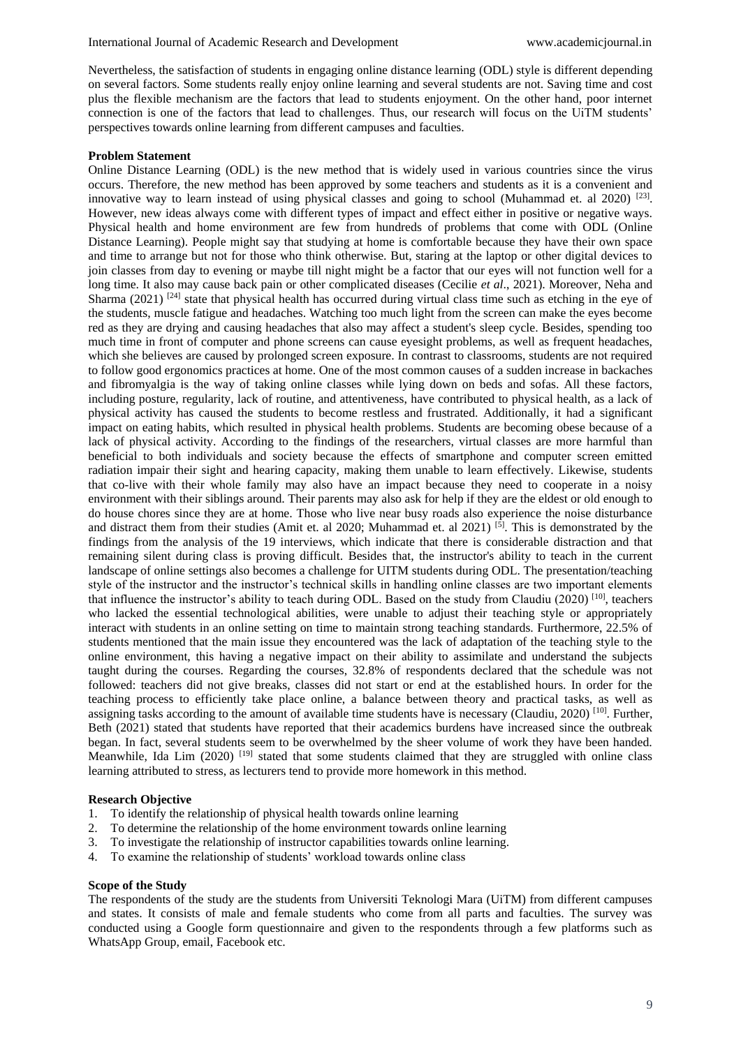Nevertheless, the satisfaction of students in engaging online distance learning (ODL) style is different depending on several factors. Some students really enjoy online learning and several students are not. Saving time and cost plus the flexible mechanism are the factors that lead to students enjoyment. On the other hand, poor internet connection is one of the factors that lead to challenges. Thus, our research will focus on the UiTM students' perspectives towards online learning from different campuses and faculties.

**Problem Statement**

Online Distance Learning (ODL) is the new method that is widely used in various countries since the virus occurs. Therefore, the new method has been approved by some teachers and students as it is a convenient and innovative way to learn instead of using physical classes and going to school (Muhammad et. al 2020) [23]. However, new ideas always come with different types of impact and effect either in positive or negative ways. Physical health and home environment are few from hundreds of problems that come with ODL (Online Distance Learning). People might say that studying at home is comfortable because they have their own space and time to arrange but not for those who think otherwise. But, staring at the laptop or other digital devices to join classes from day to evening or maybe till night might be a factor that our eyes will not function well for a long time. It also may cause back pain or other complicated diseases (Cecilie *et al*., 2021). Moreover, Neha and Sharma (2021) [24] state that physical health has occurred during virtual class time such as etching in the eye of the students, muscle fatigue and headaches. Watching too much light from the screen can make the eyes become red as they are drying and causing headaches that also may affect a student's sleep cycle. Besides, spending too much time in front of computer and phone screens can cause eyesight problems, as well as frequent headaches, which she believes are caused by prolonged screen exposure. In contrast to classrooms, students are not required to follow good ergonomics practices at home. One of the most common causes of a sudden increase in backaches and fibromyalgia is the way of taking online classes while lying down on beds and sofas. All these factors, including posture, regularity, lack of routine, and attentiveness, have contributed to physical health, as a lack of physical activity has caused the students to become restless and frustrated. Additionally, it had a significant impact on eating habits, which resulted in physical health problems. Students are becoming obese because of a lack of physical activity. According to the findings of the researchers, virtual classes are more harmful than beneficial to both individuals and society because the effects of smartphone and computer screen emitted radiation impair their sight and hearing capacity, making them unable to learn effectively. Likewise, students that co-live with their whole family may also have an impact because they need to cooperate in a noisy environment with their siblings around. Their parents may also ask for help if they are the eldest or old enough to do house chores since they are at home. Those who live near busy roads also experience the noise disturbance and distract them from their studies (Amit et. al 2020; Muhammad et. al 2021) [5]. This is demonstrated by the findings from the analysis of the 19 interviews, which indicate that there is considerable distraction and that remaining silent during class is proving difficult. Besides that, the instructor's ability to teach in the current landscape of online settings also becomes a challenge for UITM students during ODL. The presentation/teaching style of the instructor and the instructor's technical skills in handling online classes are two important elements that influence the instructor's ability to teach during ODL. Based on the study from Claudiu (2020) [10], teachers who lacked the essential technological abilities, were unable to adjust their teaching style or appropriately interact with students in an online setting on time to maintain strong teaching standards. Furthermore, 22.5% of students mentioned that the main issue they encountered was the lack of adaptation of the teaching style to the online environment, this having a negative impact on their ability to assimilate and understand the subjects taught during the courses. Regarding the courses, 32.8% of respondents declared that the schedule was not followed: teachers did not give breaks, classes did not start or end at the established hours. In order for the teaching process to efficiently take place online, a balance between theory and practical tasks, as well as assigning tasks according to the amount of available time students have is necessary (Claudiu, 2020) [10]. Further, Beth (2021) stated that students have reported that their academics burdens have increased since the outbreak began. In fact, several students seem to be overwhelmed by the sheer volume of work they have been handed. Meanwhile, Ida Lim (2020) [19] stated that some students claimed that they are struggled with online class learning attributed to stress, as lecturers tend to provide more homework in this method.

**Research Objective**

1. To identify the relationship of physical health towards online learning
2. To determine the relationship of the home environment towards online learning
3. To investigate the relationship of instructor capabilities towards online learning.
4. To examine the relationship of students' workload towards online class

**Scope of the Study**

The respondents of the study are the students from Universiti Teknologi Mara (UiTM) from different campuses and states. It consists of male and female students who come from all parts and faculties. The survey was conducted using a Google form questionnaire and given to the respondents through a few platforms such as WhatsApp Group, email, Facebook etc.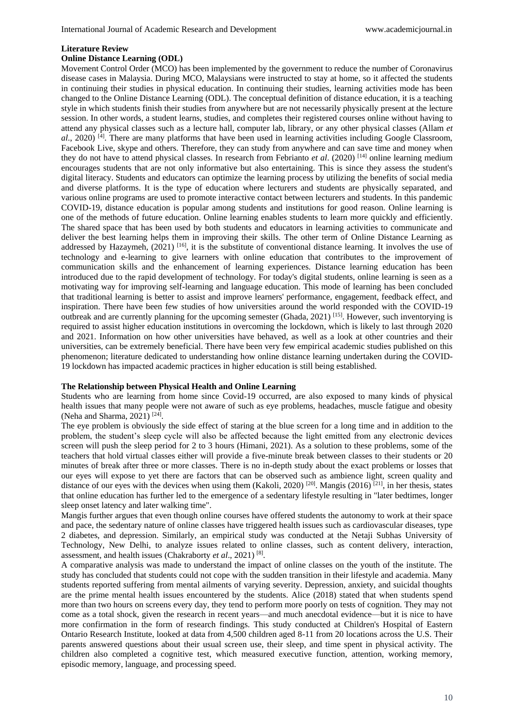## Literature Review

### Online Distance Learning (ODL)

Movement Control Order (MCO) has been implemented by the government to reduce the number of Coronavirus disease cases in Malaysia. During MCO, Malaysians were instructed to stay at home, so it affected the students in continuing their studies in physical education. In continuing their studies, learning activities mode has been changed to the Online Distance Learning (ODL). The conceptual definition of distance education, it is a teaching style in which students finish their studies from anywhere but are not necessarily physically present at the lecture session. In other words, a student learns, studies, and completes their registered courses online without having to attend any physical classes such as a lecture hall, computer lab, library, or any other physical classes (Allam *et al*., 2020) [4]. There are many platforms that have been used in learning activities including Google Classroom, Facebook Live, skype and others. Therefore, they can study from anywhere and can save time and money when they do not have to attend physical classes. In research from Febrianto *et al*. (2020) [14] online learning medium encourages students that are not only informative but also entertaining. This is since they assess the student's digital literacy. Students and educators can optimize the learning process by utilizing the benefits of social media and diverse platforms. It is the type of education where lecturers and students are physically separated, and various online programs are used to promote interactive contact between lecturers and students. In this pandemic COVID-19, distance education is popular among students and institutions for good reason. Online learning is one of the methods of future education. Online learning enables students to learn more quickly and efficiently. The shared space that has been used by both students and educators in learning activities to communicate and deliver the best learning helps them in improving their skills. The other term of Online Distance Learning as addressed by Hazaymeh, (2021) [16], it is the substitute of conventional distance learning. It involves the use of technology and e-learning to give learners with online education that contributes to the improvement of communication skills and the enhancement of learning experiences. Distance learning education has been introduced due to the rapid development of technology. For today's digital students, online learning is seen as a motivating way for improving self-learning and language education. This mode of learning has been concluded that traditional learning is better to assist and improve learners' performance, engagement, feedback effect, and inspiration. There have been few studies of how universities around the world responded with the COVID-19 outbreak and are currently planning for the upcoming semester (Ghada, 2021) [15]. However, such inventorying is required to assist higher education institutions in overcoming the lockdown, which is likely to last through 2020 and 2021. Information on how other universities have behaved, as well as a look at other countries and their universities, can be extremely beneficial. There have been very few empirical academic studies published on this phenomenon; literature dedicated to understanding how online distance learning undertaken during the COVID-19 lockdown has impacted academic practices in higher education is still being established.

### The Relationship between Physical Health and Online Learning

Students who are learning from home since Covid-19 occurred, are also exposed to many kinds of physical health issues that many people were not aware of such as eye problems, headaches, muscle fatigue and obesity (Neha and Sharma, 2021) [24].

The eye problem is obviously the side effect of staring at the blue screen for a long time and in addition to the problem, the student's sleep cycle will also be affected because the light emitted from any electronic devices screen will push the sleep period for 2 to 3 hours (Himani, 2021). As a solution to these problems, some of the teachers that hold virtual classes either will provide a five-minute break between classes to their students or 20 minutes of break after three or more classes. There is no in-depth study about the exact problems or losses that our eyes will expose to yet there are factors that can be observed such as ambience light, screen quality and distance of our eyes with the devices when using them (Kakoli, 2020) [20]. Mangis (2016) [21], in her thesis, states that online education has further led to the emergence of a sedentary lifestyle resulting in "later bedtimes, longer sleep onset latency and later walking time".

Mangis further argues that even though online courses have offered students the autonomy to work at their space and pace, the sedentary nature of online classes have triggered health issues such as cardiovascular diseases, type 2 diabetes, and depression. Similarly, an empirical study was conducted at the Netaji Subhas University of Technology, New Delhi, to analyze issues related to online classes, such as content delivery, interaction, assessment, and health issues (Chakraborty *et al*., 2021) [8].

A comparative analysis was made to understand the impact of online classes on the youth of the institute. The study has concluded that students could not cope with the sudden transition in their lifestyle and academia. Many students reported suffering from mental ailments of varying severity. Depression, anxiety, and suicidal thoughts are the prime mental health issues encountered by the students. Alice (2018) stated that when students spend more than two hours on screens every day, they tend to perform more poorly on tests of cognition. They may not come as a total shock, given the research in recent years—and much anecdotal evidence—but it is nice to have more confirmation in the form of research findings. This study conducted at Children's Hospital of Eastern Ontario Research Institute, looked at data from 4,500 children aged 8-11 from 20 locations across the U.S. Their parents answered questions about their usual screen use, their sleep, and time spent in physical activity. The children also completed a cognitive test, which measured executive function, attention, working memory, episodic memory, language, and processing speed.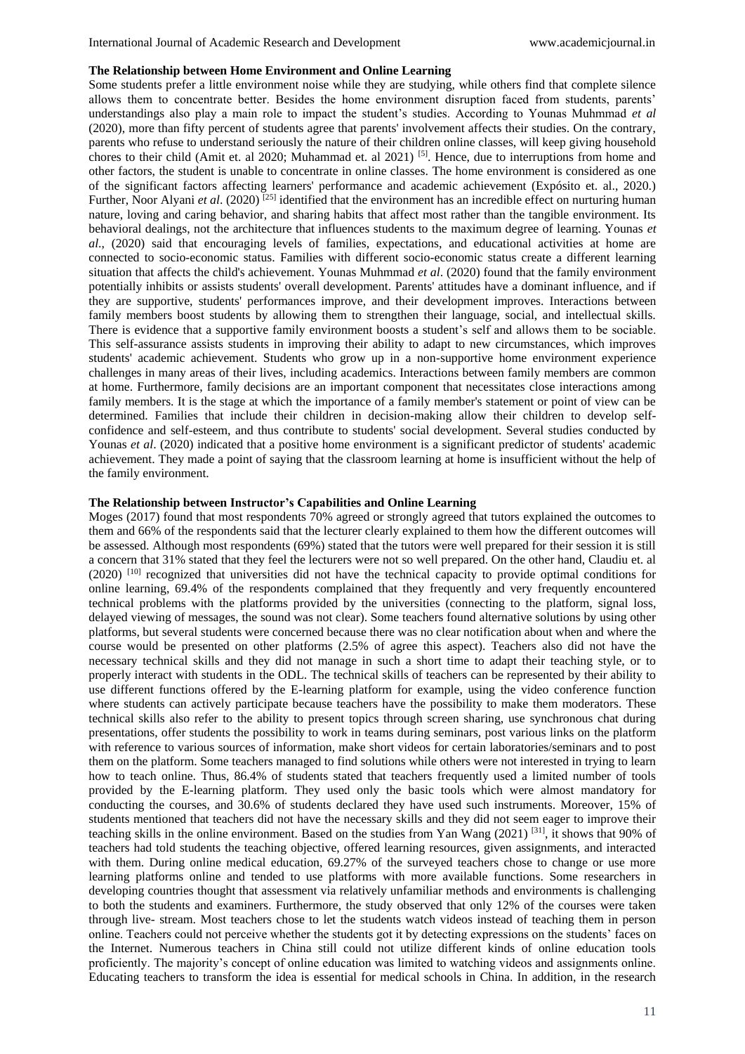**The Relationship between Home Environment and Online Learning**

Some students prefer a little environment noise while they are studying, while others find that complete silence allows them to concentrate better. Besides the home environment disruption faced from students, parents' understandings also play a main role to impact the student's studies. According to Younas Muhmmad *et al* (2020), more than fifty percent of students agree that parents' involvement affects their studies. On the contrary, parents who refuse to understand seriously the nature of their children online classes, will keep giving household chores to their child (Amit et. al 2020; Muhammad et. al 2021) [5]. Hence, due to interruptions from home and other factors, the student is unable to concentrate in online classes. The home environment is considered as one of the significant factors affecting learners' performance and academic achievement (Expósito et. al., 2020.) Further, Noor Alyani *et al*. (2020) [25] identified that the environment has an incredible effect on nurturing human nature, loving and caring behavior, and sharing habits that affect most rather than the tangible environment. Its behavioral dealings, not the architecture that influences students to the maximum degree of learning. Younas *et al*., (2020) said that encouraging levels of families, expectations, and educational activities at home are connected to socio-economic status. Families with different socio-economic status create a different learning situation that affects the child's achievement. Younas Muhmmad *et al*. (2020) found that the family environment potentially inhibits or assists students' overall development. Parents' attitudes have a dominant influence, and if they are supportive, students' performances improve, and their development improves. Interactions between family members boost students by allowing them to strengthen their language, social, and intellectual skills. There is evidence that a supportive family environment boosts a student's self and allows them to be sociable. This self-assurance assists students in improving their ability to adapt to new circumstances, which improves students' academic achievement. Students who grow up in a non-supportive home environment experience challenges in many areas of their lives, including academics. Interactions between family members are common at home. Furthermore, family decisions are an important component that necessitates close interactions among family members. It is the stage at which the importance of a family member's statement or point of view can be determined. Families that include their children in decision-making allow their children to develop self-confidence and self-esteem, and thus contribute to students' social development. Several studies conducted by Younas *et al*. (2020) indicated that a positive home environment is a significant predictor of students' academic achievement. They made a point of saying that the classroom learning at home is insufficient without the help of the family environment.

**The Relationship between Instructor's Capabilities and Online Learning**

Moges (2017) found that most respondents 70% agreed or strongly agreed that tutors explained the outcomes to them and 66% of the respondents said that the lecturer clearly explained to them how the different outcomes will be assessed. Although most respondents (69%) stated that the tutors were well prepared for their session it is still a concern that 31% stated that they feel the lecturers were not so well prepared. On the other hand, Claudiu et. al (2020) [10] recognized that universities did not have the technical capacity to provide optimal conditions for online learning, 69.4% of the respondents complained that they frequently and very frequently encountered technical problems with the platforms provided by the universities (connecting to the platform, signal loss, delayed viewing of messages, the sound was not clear). Some teachers found alternative solutions by using other platforms, but several students were concerned because there was no clear notification about when and where the course would be presented on other platforms (2.5% of agree this aspect). Teachers also did not have the necessary technical skills and they did not manage in such a short time to adapt their teaching style, or to properly interact with students in the ODL. The technical skills of teachers can be represented by their ability to use different functions offered by the E-learning platform for example, using the video conference function where students can actively participate because teachers have the possibility to make them moderators. These technical skills also refer to the ability to present topics through screen sharing, use synchronous chat during presentations, offer students the possibility to work in teams during seminars, post various links on the platform with reference to various sources of information, make short videos for certain laboratories/seminars and to post them on the platform. Some teachers managed to find solutions while others were not interested in trying to learn how to teach online. Thus, 86.4% of students stated that teachers frequently used a limited number of tools provided by the E-learning platform. They used only the basic tools which were almost mandatory for conducting the courses, and 30.6% of students declared they have used such instruments. Moreover, 15% of students mentioned that teachers did not have the necessary skills and they did not seem eager to improve their teaching skills in the online environment. Based on the studies from Yan Wang (2021) [31], it shows that 90% of teachers had told students the teaching objective, offered learning resources, given assignments, and interacted with them. During online medical education, 69.27% of the surveyed teachers chose to change or use more learning platforms online and tended to use platforms with more available functions. Some researchers in developing countries thought that assessment via relatively unfamiliar methods and environments is challenging to both the students and examiners. Furthermore, the study observed that only 12% of the courses were taken through live- stream. Most teachers chose to let the students watch videos instead of teaching them in person online. Teachers could not perceive whether the students got it by detecting expressions on the students' faces on the Internet. Numerous teachers in China still could not utilize different kinds of online education tools proficiently. The majority's concept of online education was limited to watching videos and assignments online. Educating teachers to transform the idea is essential for medical schools in China. In addition, in the research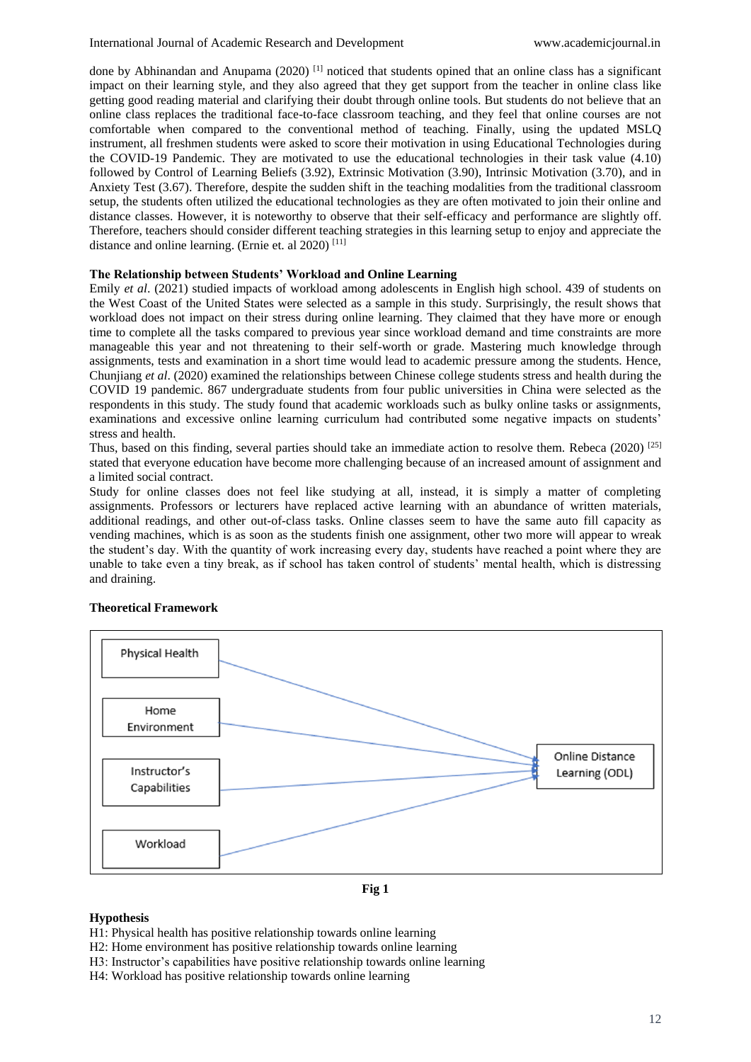done by Abhinandan and Anupama (2020) [1] noticed that students opined that an online class has a significant impact on their learning style, and they also agreed that they get support from the teacher in online class like getting good reading material and clarifying their doubt through online tools. But students do not believe that an online class replaces the traditional face-to-face classroom teaching, and they feel that online courses are not comfortable when compared to the conventional method of teaching. Finally, using the updated MSLQ instrument, all freshmen students were asked to score their motivation in using Educational Technologies during the COVID-19 Pandemic. They are motivated to use the educational technologies in their task value (4.10) followed by Control of Learning Beliefs (3.92), Extrinsic Motivation (3.90), Intrinsic Motivation (3.70), and in Anxiety Test (3.67). Therefore, despite the sudden shift in the teaching modalities from the traditional classroom setup, the students often utilized the educational technologies as they are often motivated to join their online and distance classes. However, it is noteworthy to observe that their self-efficacy and performance are slightly off. Therefore, teachers should consider different teaching strategies in this learning setup to enjoy and appreciate the distance and online learning. (Ernie et. al 2020) [11]

### The Relationship between Students' Workload and Online Learning

Emily *et al*. (2021) studied impacts of workload among adolescents in English high school. 439 of students on the West Coast of the United States were selected as a sample in this study. Surprisingly, the result shows that workload does not impact on their stress during online learning. They claimed that they have more or enough time to complete all the tasks compared to previous year since workload demand and time constraints are more manageable this year and not threatening to their self-worth or grade. Mastering much knowledge through assignments, tests and examination in a short time would lead to academic pressure among the students. Hence, Chunjiang *et al*. (2020) examined the relationships between Chinese college students stress and health during the COVID 19 pandemic. 867 undergraduate students from four public universities in China were selected as the respondents in this study. The study found that academic workloads such as bulky online tasks or assignments, examinations and excessive online learning curriculum had contributed some negative impacts on students' stress and health.

Thus, based on this finding, several parties should take an immediate action to resolve them. Rebeca (2020) [25] stated that everyone education have become more challenging because of an increased amount of assignment and a limited social contract.

Study for online classes does not feel like studying at all, instead, it is simply a matter of completing assignments. Professors or lecturers have replaced active learning with an abundance of written materials, additional readings, and other out-of-class tasks. Online classes seem to have the same auto fill capacity as vending machines, which is as soon as the students finish one assignment, other two more will appear to wreak the student's day. With the quantity of work increasing every day, students have reached a point where they are unable to take even a tiny break, as if school has taken control of students' mental health, which is distressing and draining.

### Theoretical Framework

Physical Health → Online Distance Learning (ODL)
Home Environment → Online Distance Learning (ODL)
Instructor's Capabilities → Online Distance Learning (ODL)
Workload → Online Distance Learning (ODL)

**Fig 1**

### Hypothesis

H1: Physical health has positive relationship towards online learning
H2: Home environment has positive relationship towards online learning
H3: Instructor's capabilities have positive relationship towards online learning
H4: Workload has positive relationship towards online learning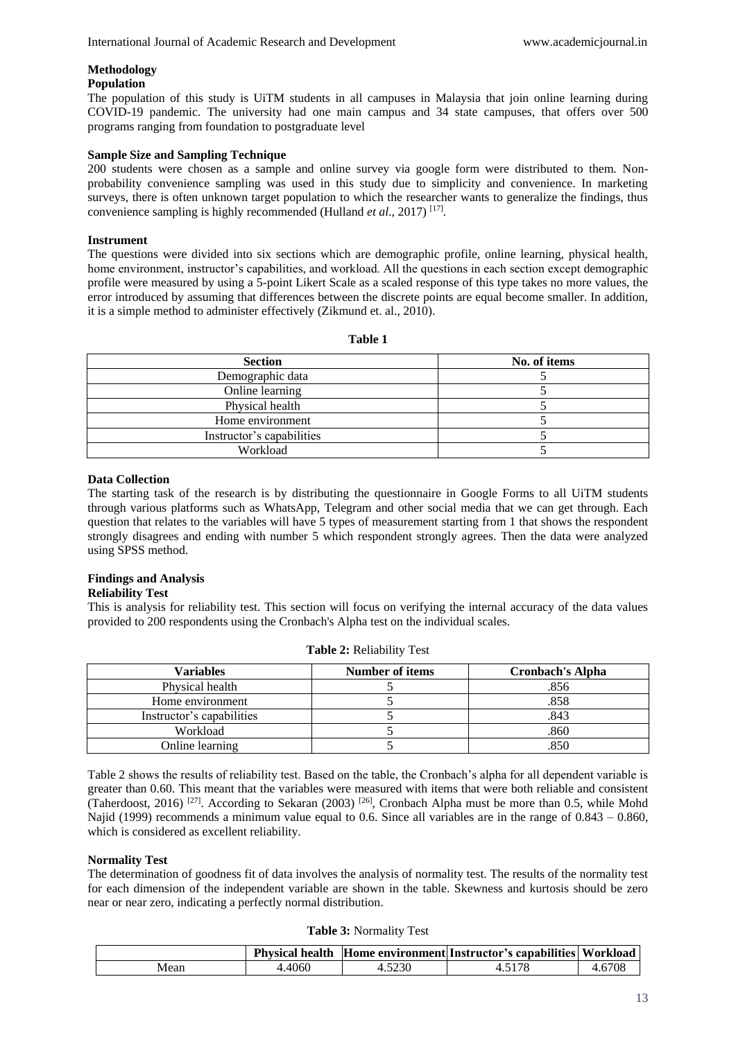## Methodology

### Population

The population of this study is UiTM students in all campuses in Malaysia that join online learning during COVID-19 pandemic. The university had one main campus and 34 state campuses, that offers over 500 programs ranging from foundation to postgraduate level

### Sample Size and Sampling Technique

200 students were chosen as a sample and online survey via google form were distributed to them. Non-probability convenience sampling was used in this study due to simplicity and convenience. In marketing surveys, there is often unknown target population to which the researcher wants to generalize the findings, thus convenience sampling is highly recommended (Hulland *et al*., 2017) [17].

### Instrument

The questions were divided into six sections which are demographic profile, online learning, physical health, home environment, instructor's capabilities, and workload. All the questions in each section except demographic profile were measured by using a 5-point Likert Scale as a scaled response of this type takes no more values, the error introduced by assuming that differences between the discrete points are equal become smaller. In addition, it is a simple method to administer effectively (Zikmund et. al., 2010).

**Table 1**

| Section | No. of items |
|---|---|
| Demographic data | 5 |
| Online learning | 5 |
| Physical health | 5 |
| Home environment | 5 |
| Instructor's capabilities | 5 |
| Workload | 5 |

### Data Collection

The starting task of the research is by distributing the questionnaire in Google Forms to all UiTM students through various platforms such as WhatsApp, Telegram and other social media that we can get through. Each question that relates to the variables will have 5 types of measurement starting from 1 that shows the respondent strongly disagrees and ending with number 5 which respondent strongly agrees. Then the data were analyzed using SPSS method.

## Findings and Analysis

### Reliability Test

This is analysis for reliability test. This section will focus on verifying the internal accuracy of the data values provided to 200 respondents using the Cronbach's Alpha test on the individual scales.

**Table 2:** Reliability Test

| Variables | Number of items | Cronbach's Alpha |
|---|---|---|
| Physical health | 5 | .856 |
| Home environment | 5 | .858 |
| Instructor's capabilities | 5 | .843 |
| Workload | 5 | .860 |
| Online learning | 5 | .850 |

Table 2 shows the results of reliability test. Based on the table, the Cronbach's alpha for all dependent variable is greater than 0.60. This meant that the variables were measured with items that were both reliable and consistent (Taherdoost, 2016) [27]. According to Sekaran (2003) [26], Cronbach Alpha must be more than 0.5, while Mohd Najid (1999) recommends a minimum value equal to 0.6. Since all variables are in the range of 0.843 – 0.860, which is considered as excellent reliability.

### Normality Test

The determination of goodness fit of data involves the analysis of normality test. The results of the normality test for each dimension of the independent variable are shown in the table. Skewness and kurtosis should be zero near or near zero, indicating a perfectly normal distribution.

**Table 3:** Normality Test

| | Physical health | Home environment | Instructor's capabilities | Workload |
|---|---|---|---|---|
| Mean | 4.4060 | 4.5230 | 4.5178 | 4.6708 |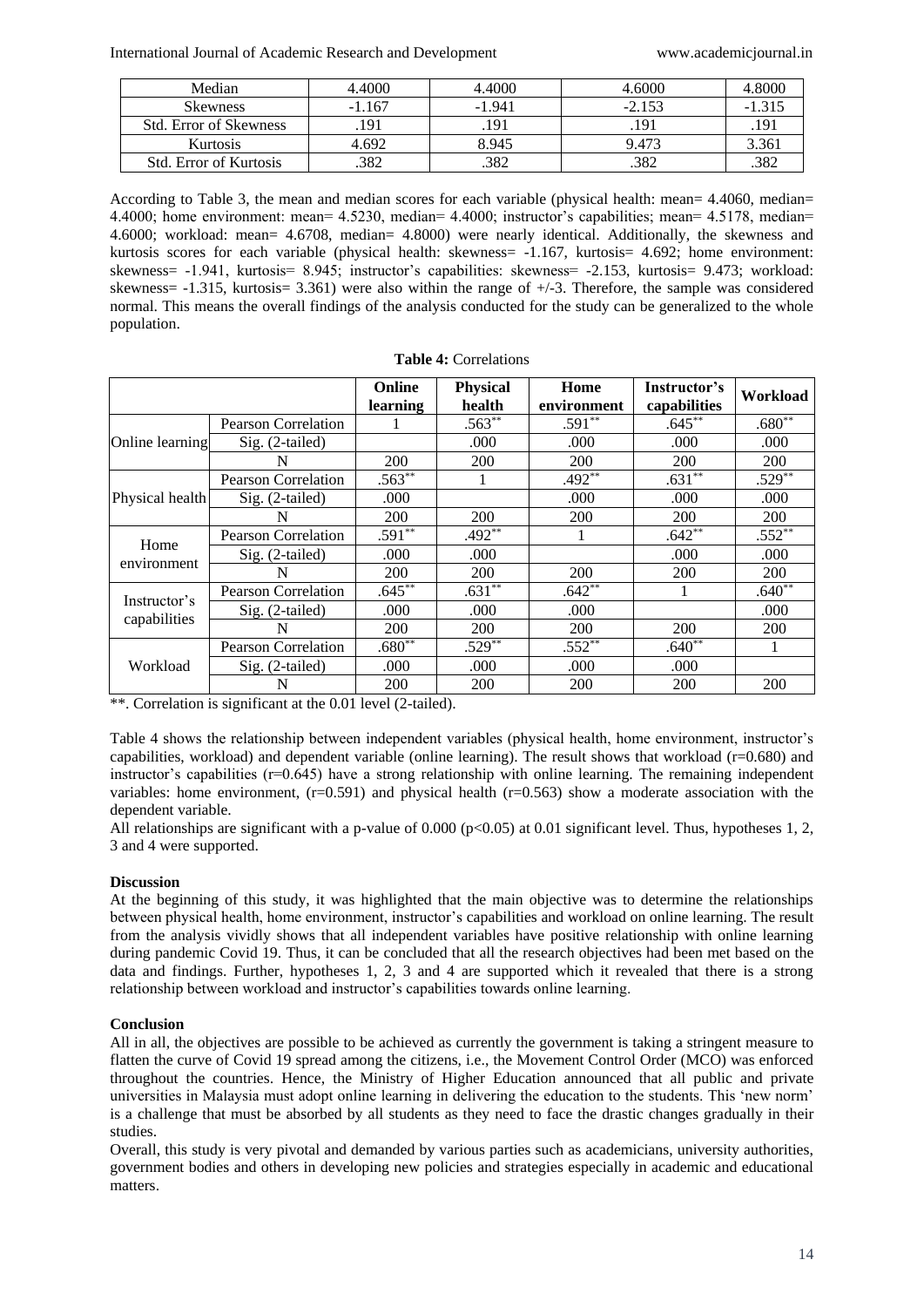| Median | 4.4000 | 4.4000 | 4.6000 | 4.8000 |
|---|---|---|---|---|
| Skewness | -1.167 | -1.941 | -2.153 | -1.315 |
| Std. Error of Skewness | .191 | .191 | .191 | .191 |
| Kurtosis | 4.692 | 8.945 | 9.473 | 3.361 |
| Std. Error of Kurtosis | .382 | .382 | .382 | .382 |

According to Table 3, the mean and median scores for each variable (physical health: mean= 4.4060, median= 4.4000; home environment: mean= 4.5230, median= 4.4000; instructor's capabilities; mean= 4.5178, median= 4.6000; workload: mean= 4.6708, median= 4.8000) were nearly identical. Additionally, the skewness and kurtosis scores for each variable (physical health: skewness= -1.167, kurtosis= 4.692; home environment: skewness= -1.941, kurtosis= 8.945; instructor's capabilities: skewness= -2.153, kurtosis= 9.473; workload: skewness= -1.315, kurtosis= 3.361) were also within the range of +/-3. Therefore, the sample was considered normal. This means the overall findings of the analysis conducted for the study can be generalized to the whole population.

**Table 4:** Correlations

| | | Online learning | Physical health | Home environment | Instructor's capabilities | Workload |
|---|---|---|---|---|---|---|
| Online learning | Pearson Correlation | 1 | .563** | .591** | .645** | .680** |
| | Sig. (2-tailed) | | .000 | .000 | .000 | .000 |
| | N | 200 | 200 | 200 | 200 | 200 |
| Physical health | Pearson Correlation | .563** | 1 | .492** | .631** | .529** |
| | Sig. (2-tailed) | .000 | | .000 | .000 | .000 |
| | N | 200 | 200 | 200 | 200 | 200 |
| Home environment | Pearson Correlation | .591** | .492** | 1 | .642** | .552** |
| | Sig. (2-tailed) | .000 | .000 | | .000 | .000 |
| | N | 200 | 200 | 200 | 200 | 200 |
| Instructor's capabilities | Pearson Correlation | .645** | .631** | .642** | 1 | .640** |
| | Sig. (2-tailed) | .000 | .000 | .000 | | .000 |
| | N | 200 | 200 | 200 | 200 | 200 |
| Workload | Pearson Correlation | .680** | .529** | .552** | .640** | 1 |
| | Sig. (2-tailed) | .000 | .000 | .000 | .000 | |
| | N | 200 | 200 | 200 | 200 | 200 |

**. Correlation is significant at the 0.01 level (2-tailed).

Table 4 shows the relationship between independent variables (physical health, home environment, instructor's capabilities, workload) and dependent variable (online learning). The result shows that workload ($r$=0.680) and instructor's capabilities ($r$=0.645) have a strong relationship with online learning. The remaining independent variables: home environment, ($r$=0.591) and physical health ($r$=0.563) show a moderate association with the dependent variable.

All relationships are significant with a p-value of 0.000 ($p<0.05$) at 0.01 significant level. Thus, hypotheses 1, 2, 3 and 4 were supported.

**Discussion**

At the beginning of this study, it was highlighted that the main objective was to determine the relationships between physical health, home environment, instructor's capabilities and workload on online learning. The result from the analysis vividly shows that all independent variables have positive relationship with online learning during pandemic Covid 19. Thus, it can be concluded that all the research objectives had been met based on the data and findings. Further, hypotheses 1, 2, 3 and 4 are supported which it revealed that there is a strong relationship between workload and instructor's capabilities towards online learning.

**Conclusion**

All in all, the objectives are possible to be achieved as currently the government is taking a stringent measure to flatten the curve of Covid 19 spread among the citizens, i.e., the Movement Control Order (MCO) was enforced throughout the countries. Hence, the Ministry of Higher Education announced that all public and private universities in Malaysia must adopt online learning in delivering the education to the students. This 'new norm' is a challenge that must be absorbed by all students as they need to face the drastic changes gradually in their studies.

Overall, this study is very pivotal and demanded by various parties such as academicians, university authorities, government bodies and others in developing new policies and strategies especially in academic and educational matters.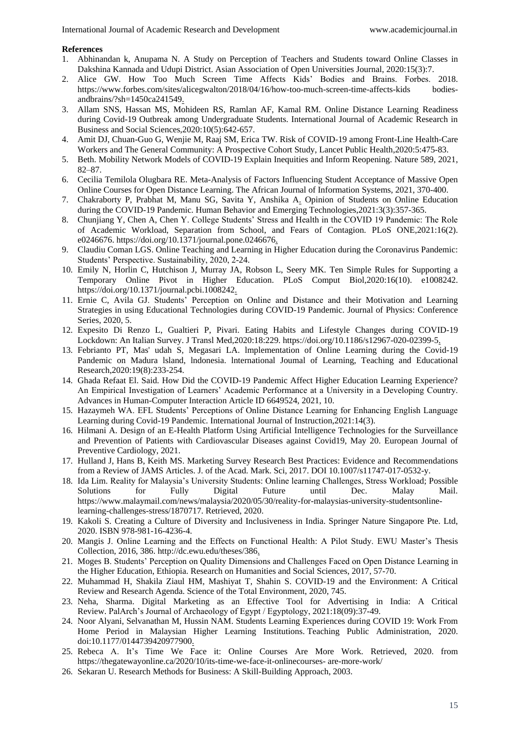**References**

1. Abhinandan k, Anupama N. A Study on Perception of Teachers and Students toward Online Classes in Dakshina Kannada and Udupi District. Asian Association of Open Universities Journal, 2020:15(3):7.
2. Alice GW. How Too Much Screen Time Affects Kids' Bodies and Brains. Forbes. 2018. https://www.forbes.com/sites/alicegwalton/2018/04/16/how-too-much-screen-time-affects-kids bodies-andbrains/?sh=1450ca241549.
3. Allam SNS, Hassan MS, Mohideen RS, Ramlan AF, Kamal RM. Online Distance Learning Readiness during Covid-19 Outbreak among Undergraduate Students. International Journal of Academic Research in Business and Social Sciences,2020:10(5):642-657.
4. Amit DJ, Chuan-Guo G, Wenjie M, Raaj SM, Erica TW. Risk of COVID-19 among Front-Line Health-Care Workers and The General Community: A Prospective Cohort Study, Lancet Public Health,2020:5:475-83.
5. Beth. Mobility Network Models of COVID-19 Explain Inequities and Inform Reopening. Nature 589, 2021, 82–87.
6. Cecilia Temilola Olugbara RE. Meta-Analysis of Factors Influencing Student Acceptance of Massive Open Online Courses for Open Distance Learning. The African Journal of Information Systems, 2021, 370-400.
7. Chakraborty P, Prabhat M, Manu SG, Savita Y, Anshika A. Opinion of Students on Online Education during the COVID-19 Pandemic. Human Behavior and Emerging Technologies,2021:3(3):357-365.
8. Chunjiang Y, Chen A, Chen Y. College Students' Stress and Health in the COVID 19 Pandemic: The Role of Academic Workload, Separation from School, and Fears of Contagion. PLoS ONE,2021:16(2). e0246676. https://doi.org/10.1371/journal.pone.0246676.
9. Claudiu Coman LGS. Online Teaching and Learning in Higher Education during the Coronavirus Pandemic: Students' Perspective. Sustainability, 2020, 2-24.
10. Emily N, Horlin C, Hutchison J, Murray JA, Robson L, Seery MK. Ten Simple Rules for Supporting a Temporary Online Pivot in Higher Education. PLoS Comput Biol,2020:16(10). e1008242. https://doi.org/10.1371/journal.pcbi.1008242.
11. Ernie C, Avila GJ. Students' Perception on Online and Distance and their Motivation and Learning Strategies in using Educational Technologies during COVID-19 Pandemic. Journal of Physics: Conference Series, 2020, 5.
12. Expesito Di Renzo L, Gualtieri P, Pivari. Eating Habits and Lifestyle Changes during COVID-19 Lockdown: An Italian Survey. J Transl Med,2020:18:229. https://doi.org/10.1186/s12967-020-02399-5.
13. Febrianto PT, Mas' udah S, Megasari LA. lmplementation of Online Learning during the Covid-19 Pandemic on Madura lsland, lndonesia. lnternational Joumal of Learning, Teaching and Educational Research,2020:19(8):233-254.
14. Ghada Refaat El. Said. How Did the COVID-19 Pandemic Affect Higher Education Learning Experience? An Empirical Investigation of Learners' Academic Performance at a University in a Developing Country. Advances in Human-Computer Interaction Article ID 6649524, 2021, 10.
15. Hazaymeh WA. EFL Students' Perceptions of Online Distance Learning for Enhancing English Language Learning during Covid-19 Pandemic. International Journal of Instruction,2021:14(3).
16. Hilmani A. Design of an E-Health Platform Using Artificial Intelligence Technologies for the Surveillance and Prevention of Patients with Cardiovascular Diseases against Covid19, May 20. European Journal of Preventive Cardiology, 2021.
17. Hulland J, Hans B, Keith MS. Marketing Survey Research Best Practices: Evidence and Recommendations from a Review of JAMS Articles. J. of the Acad. Mark. Sci, 2017. DOI 10.1007/s11747-017-0532-y.
18. Ida Lim. Reality for Malaysia's University Students: Online learning Challenges, Stress Workload; Possible Solutions for Fully Digital Future until Dec. Malay Mail. https://www.malaymail.com/news/malaysia/2020/05/30/reality-for-malaysias-university-studentsonline-learning-challenges-stress/1870717. Retrieved, 2020.
19. Kakoli S. Creating a Culture of Diversity and Inclusiveness in India. Springer Nature Singapore Pte. Ltd, 2020. ISBN 978-981-16-4236-4.
20. Mangis J. Online Learning and the Effects on Functional Health: A Pilot Study. EWU Master's Thesis Collection, 2016, 386. http://dc.ewu.edu/theses/386.
21. Moges B. Students' Perception on Quality Dimensions and Challenges Faced on Open Distance Learning in the Higher Education, Ethiopia. Research on Humanities and Social Sciences, 2017, 57-70.
22. Muhammad H, Shakila Ziaul HM, Mashiyat T, Shahin S. COVID-19 and the Environment: A Critical Review and Research Agenda. Science of the Total Environment, 2020, 745.
23. Neha, Sharma. Digital Marketing as an Effective Tool for Advertising in India: A Critical Review. PalArch's Journal of Archaeology of Egypt / Egyptology, 2021:18(09):37-49.
24. Noor Alyani, Selvanathan M, Hussin NAM. Students Learning Experiences during COVID 19: Work From Home Period in Malaysian Higher Learning Institutions. Teaching Public Administration, 2020. doi:10.1177/0144739420977900.
25. Rebeca A. It's Time We Face it: Online Courses Are More Work. Retrieved, 2020. from https://thegatewayonline.ca/2020/10/its-time-we-face-it-onlinecourses- are-more-work/
26. Sekaran U. Research Methods for Business: A Skill-Building Approach, 2003.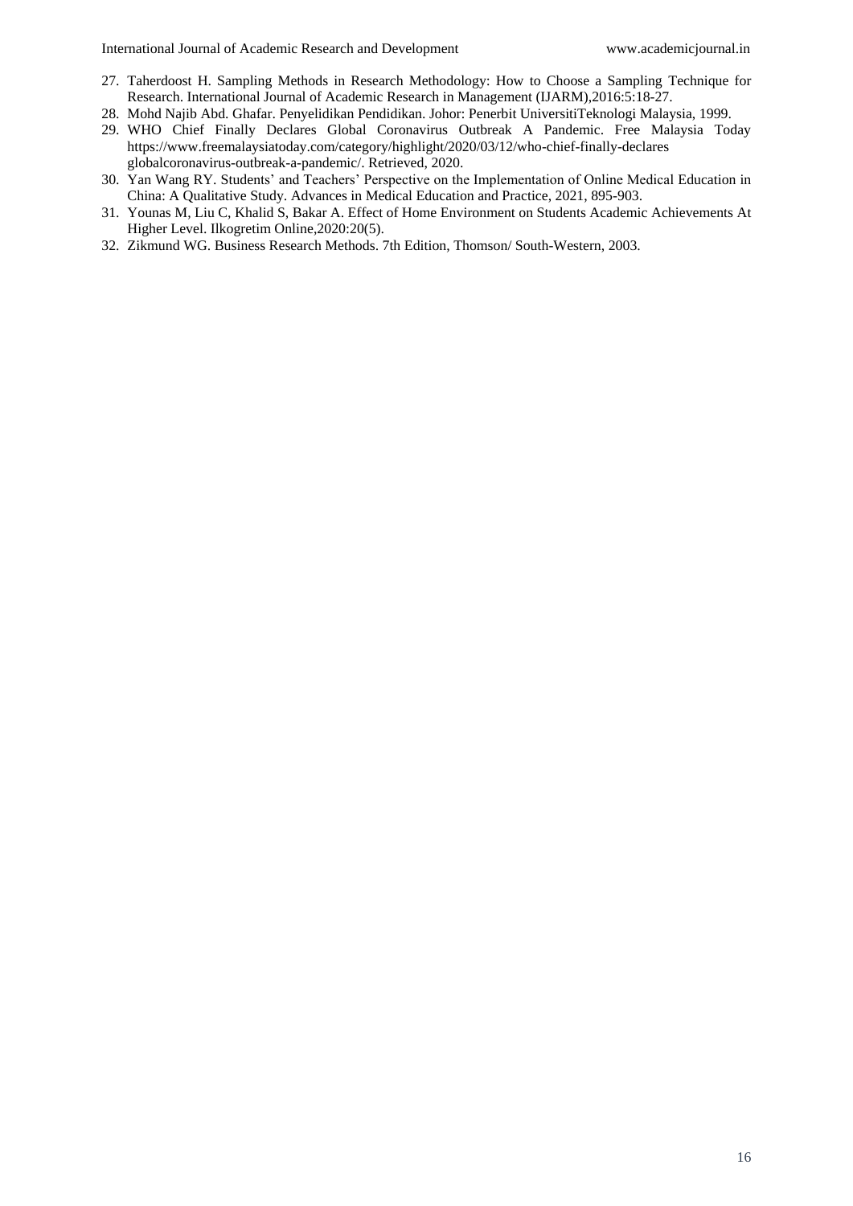27. Taherdoost H. Sampling Methods in Research Methodology: How to Choose a Sampling Technique for Research. International Journal of Academic Research in Management (IJARM),2016:5:18-27.
28. Mohd Najib Abd. Ghafar. Penyelidikan Pendidikan. Johor: Penerbit UniversitiTeknologi Malaysia, 1999.
29. WHO Chief Finally Declares Global Coronavirus Outbreak A Pandemic. Free Malaysia Today https://www.freemalaysiatoday.com/category/highlight/2020/03/12/who-chief-finally-declares globalcoronavirus-outbreak-a-pandemic/. Retrieved, 2020.
30. Yan Wang RY. Students' and Teachers' Perspective on the Implementation of Online Medical Education in China: A Qualitative Study. Advances in Medical Education and Practice, 2021, 895-903.
31. Younas M, Liu C, Khalid S, Bakar A. Effect of Home Environment on Students Academic Achievements At Higher Level. Ilkogretim Online,2020:20(5).
32. Zikmund WG. Business Research Methods. 7th Edition, Thomson/ South-Western, 2003.